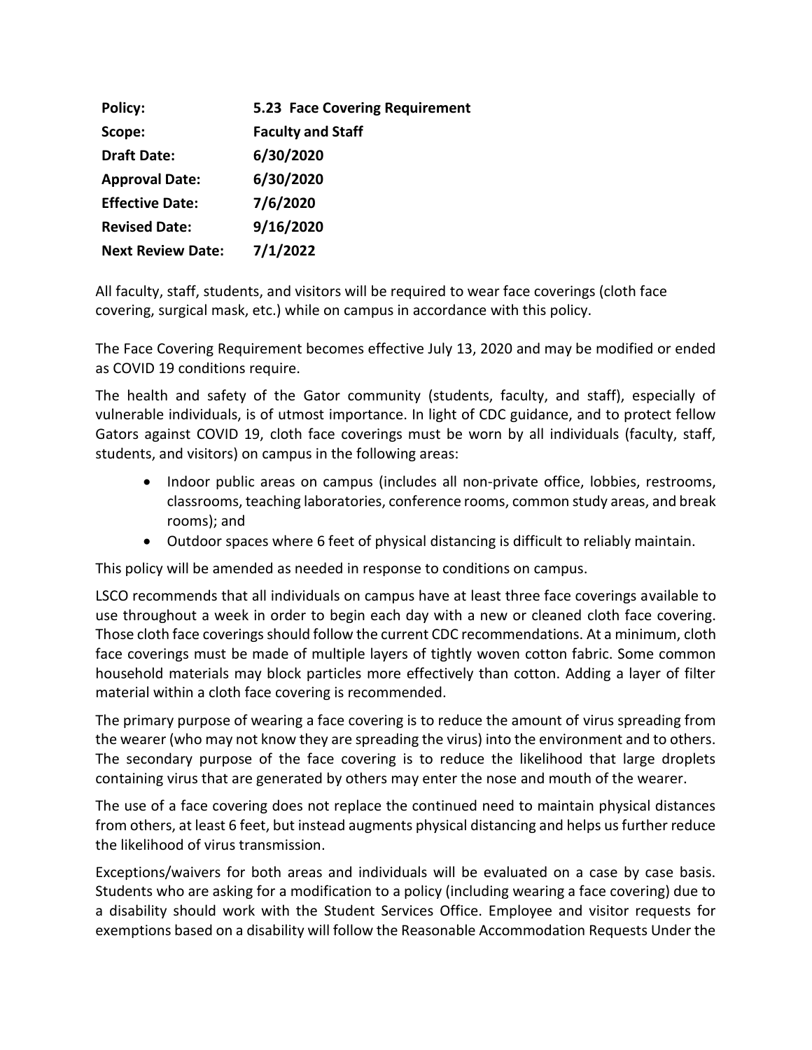| | |
|---|---|
| **Policy:** | **5.23 Face Covering Requirement** |
| **Scope:** | **Faculty and Staff** |
| **Draft Date:** | **6/30/2020** |
| **Approval Date:** | **6/30/2020** |
| **Effective Date:** | **7/6/2020** |
| **Revised Date:** | **9/16/2020** |
| **Next Review Date:** | **7/1/2022** |

All faculty, staff, students, and visitors will be required to wear face coverings (cloth face covering, surgical mask, etc.) while on campus in accordance with this policy.

The Face Covering Requirement becomes effective July 13, 2020 and may be modified or ended as COVID 19 conditions require.

The health and safety of the Gator community (students, faculty, and staff), especially of vulnerable individuals, is of utmost importance. In light of CDC guidance, and to protect fellow Gators against COVID 19, cloth face coverings must be worn by all individuals (faculty, staff, students, and visitors) on campus in the following areas:

- Indoor public areas on campus (includes all non-private office, lobbies, restrooms, classrooms, teaching laboratories, conference rooms, common study areas, and break rooms); and
- Outdoor spaces where 6 feet of physical distancing is difficult to reliably maintain.

This policy will be amended as needed in response to conditions on campus.

LSCO recommends that all individuals on campus have at least three face coverings available to use throughout a week in order to begin each day with a new or cleaned cloth face covering. Those cloth face coverings should follow the current CDC recommendations. At a minimum, cloth face coverings must be made of multiple layers of tightly woven cotton fabric. Some common household materials may block particles more effectively than cotton. Adding a layer of filter material within a cloth face covering is recommended.

The primary purpose of wearing a face covering is to reduce the amount of virus spreading from the wearer (who may not know they are spreading the virus) into the environment and to others. The secondary purpose of the face covering is to reduce the likelihood that large droplets containing virus that are generated by others may enter the nose and mouth of the wearer.

The use of a face covering does not replace the continued need to maintain physical distances from others, at least 6 feet, but instead augments physical distancing and helps us further reduce the likelihood of virus transmission.

Exceptions/waivers for both areas and individuals will be evaluated on a case by case basis. Students who are asking for a modification to a policy (including wearing a face covering) due to a disability should work with the Student Services Office. Employee and visitor requests for exemptions based on a disability will follow the Reasonable Accommodation Requests Under the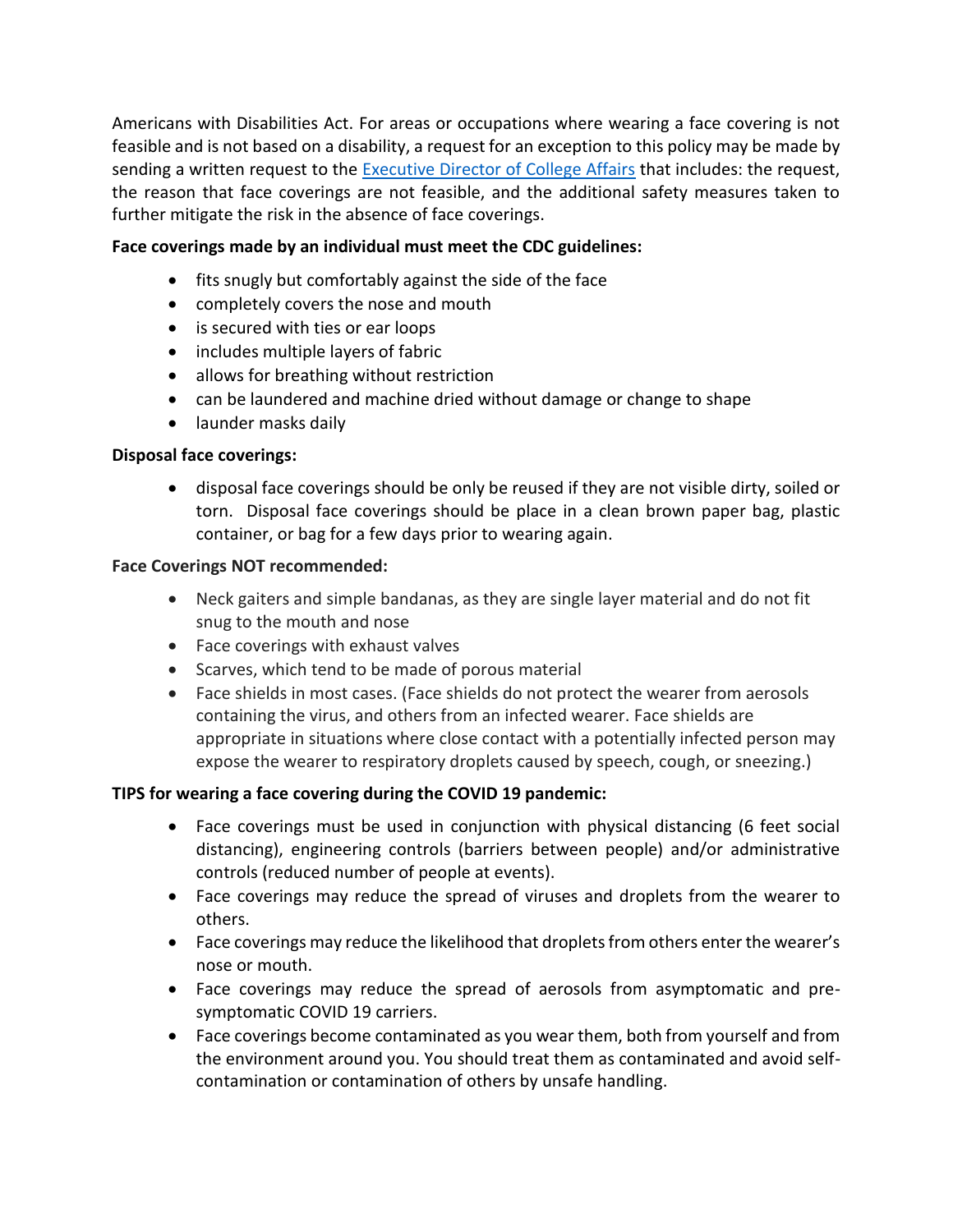Americans with Disabilities Act. For areas or occupations where wearing a face covering is not feasible and is not based on a disability, a request for an exception to this policy may be made by sending a written request to the [Executive Director of College Affairs]() that includes: the request, the reason that face coverings are not feasible, and the additional safety measures taken to further mitigate the risk in the absence of face coverings.

**Face coverings made by an individual must meet the CDC guidelines:**

- fits snugly but comfortably against the side of the face
- completely covers the nose and mouth
- is secured with ties or ear loops
- includes multiple layers of fabric
- allows for breathing without restriction
- can be laundered and machine dried without damage or change to shape
- launder masks daily

**Disposal face coverings:**

- disposal face coverings should be only be reused if they are not visible dirty, soiled or torn. Disposal face coverings should be place in a clean brown paper bag, plastic container, or bag for a few days prior to wearing again.

**Face Coverings NOT recommended:**

- Neck gaiters and simple bandanas, as they are single layer material and do not fit snug to the mouth and nose
- Face coverings with exhaust valves
- Scarves, which tend to be made of porous material
- Face shields in most cases. (Face shields do not protect the wearer from aerosols containing the virus, and others from an infected wearer. Face shields are appropriate in situations where close contact with a potentially infected person may expose the wearer to respiratory droplets caused by speech, cough, or sneezing.)

**TIPS for wearing a face covering during the COVID 19 pandemic:**

- Face coverings must be used in conjunction with physical distancing (6 feet social distancing), engineering controls (barriers between people) and/or administrative controls (reduced number of people at events).
- Face coverings may reduce the spread of viruses and droplets from the wearer to others.
- Face coverings may reduce the likelihood that droplets from others enter the wearer's nose or mouth.
- Face coverings may reduce the spread of aerosols from asymptomatic and pre-symptomatic COVID 19 carriers.
- Face coverings become contaminated as you wear them, both from yourself and from the environment around you. You should treat them as contaminated and avoid self-contamination or contamination of others by unsafe handling.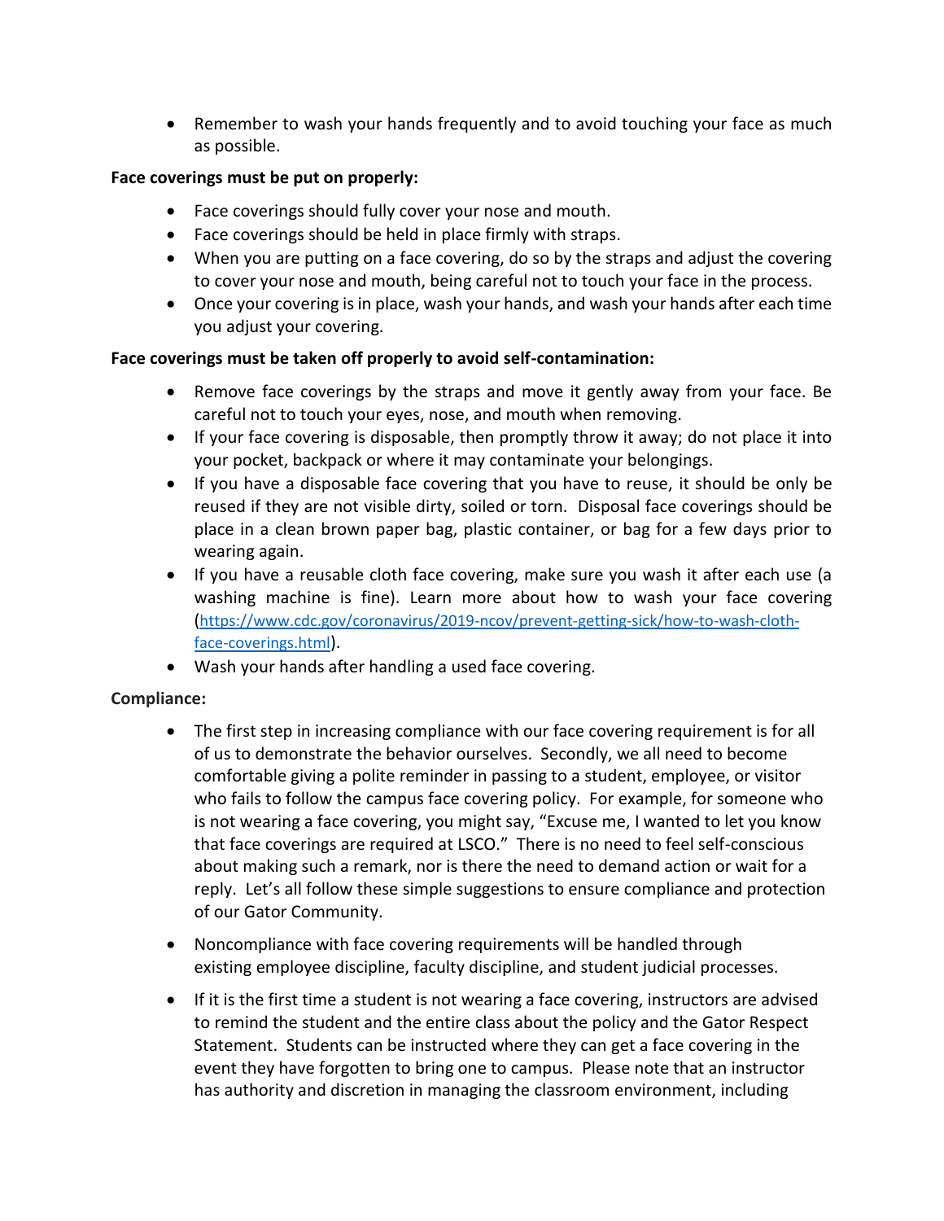- Remember to wash your hands frequently and to avoid touching your face as much as possible.

**Face coverings must be put on properly:**

- Face coverings should fully cover your nose and mouth.
- Face coverings should be held in place firmly with straps.
- When you are putting on a face covering, do so by the straps and adjust the covering to cover your nose and mouth, being careful not to touch your face in the process.
- Once your covering is in place, wash your hands, and wash your hands after each time you adjust your covering.

**Face coverings must be taken off properly to avoid self-contamination:**

- Remove face coverings by the straps and move it gently away from your face. Be careful not to touch your eyes, nose, and mouth when removing.
- If your face covering is disposable, then promptly throw it away; do not place it into your pocket, backpack or where it may contaminate your belongings.
- If you have a disposable face covering that you have to reuse, it should be only be reused if they are not visible dirty, soiled or torn. Disposal face coverings should be place in a clean brown paper bag, plastic container, or bag for a few days prior to wearing again.
- If you have a reusable cloth face covering, make sure you wash it after each use (a washing machine is fine). Learn more about how to wash your face covering (https://www.cdc.gov/coronavirus/2019-ncov/prevent-getting-sick/how-to-wash-cloth-face-coverings.html).
- Wash your hands after handling a used face covering.

**Compliance:**

- The first step in increasing compliance with our face covering requirement is for all of us to demonstrate the behavior ourselves. Secondly, we all need to become comfortable giving a polite reminder in passing to a student, employee, or visitor who fails to follow the campus face covering policy. For example, for someone who is not wearing a face covering, you might say, "Excuse me, I wanted to let you know that face coverings are required at LSCO." There is no need to feel self-conscious about making such a remark, nor is there the need to demand action or wait for a reply. Let's all follow these simple suggestions to ensure compliance and protection of our Gator Community.

- Noncompliance with face covering requirements will be handled through existing employee discipline, faculty discipline, and student judicial processes.

- If it is the first time a student is not wearing a face covering, instructors are advised to remind the student and the entire class about the policy and the Gator Respect Statement. Students can be instructed where they can get a face covering in the event they have forgotten to bring one to campus. Please note that an instructor has authority and discretion in managing the classroom environment, including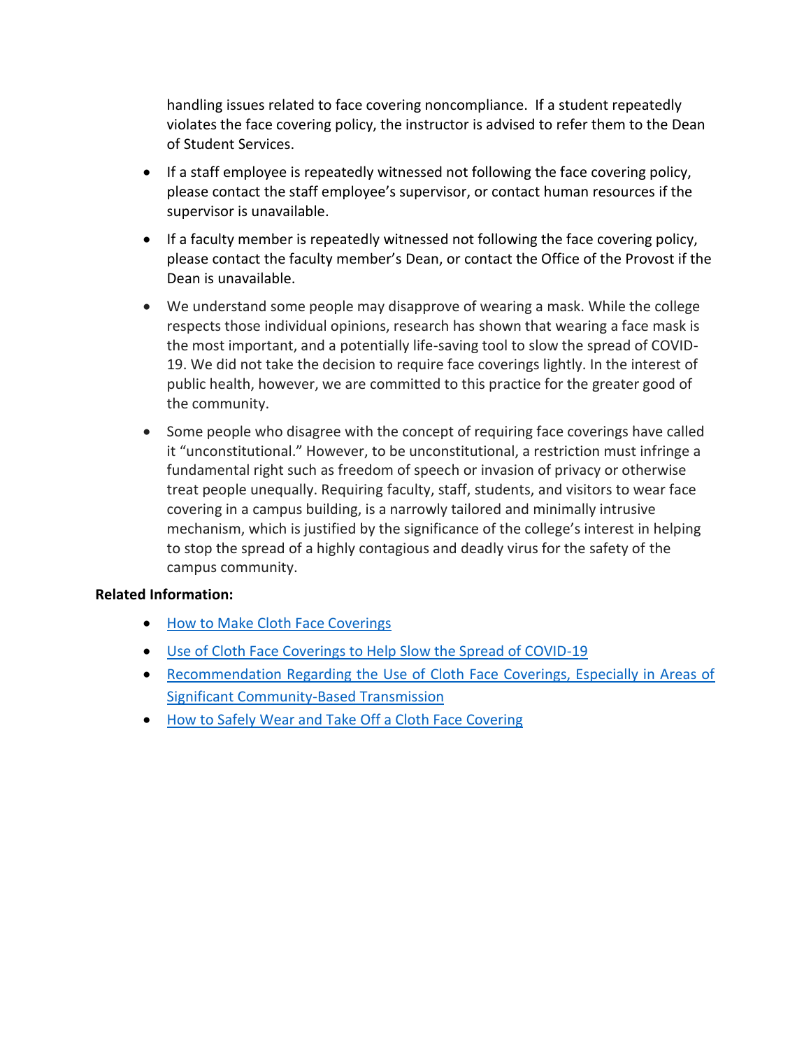handling issues related to face covering noncompliance. If a student repeatedly violates the face covering policy, the instructor is advised to refer them to the Dean of Student Services.

- If a staff employee is repeatedly witnessed not following the face covering policy, please contact the staff employee's supervisor, or contact human resources if the supervisor is unavailable.
- If a faculty member is repeatedly witnessed not following the face covering policy, please contact the faculty member's Dean, or contact the Office of the Provost if the Dean is unavailable.
- We understand some people may disapprove of wearing a mask. While the college respects those individual opinions, research has shown that wearing a face mask is the most important, and a potentially life-saving tool to slow the spread of COVID-19. We did not take the decision to require face coverings lightly. In the interest of public health, however, we are committed to this practice for the greater good of the community.
- Some people who disagree with the concept of requiring face coverings have called it "unconstitutional." However, to be unconstitutional, a restriction must infringe a fundamental right such as freedom of speech or invasion of privacy or otherwise treat people unequally. Requiring faculty, staff, students, and visitors to wear face covering in a campus building, is a narrowly tailored and minimally intrusive mechanism, which is justified by the significance of the college's interest in helping to stop the spread of a highly contagious and deadly virus for the safety of the campus community.

**Related Information:**

- How to Make Cloth Face Coverings
- Use of Cloth Face Coverings to Help Slow the Spread of COVID-19
- Recommendation Regarding the Use of Cloth Face Coverings, Especially in Areas of Significant Community-Based Transmission
- How to Safely Wear and Take Off a Cloth Face Covering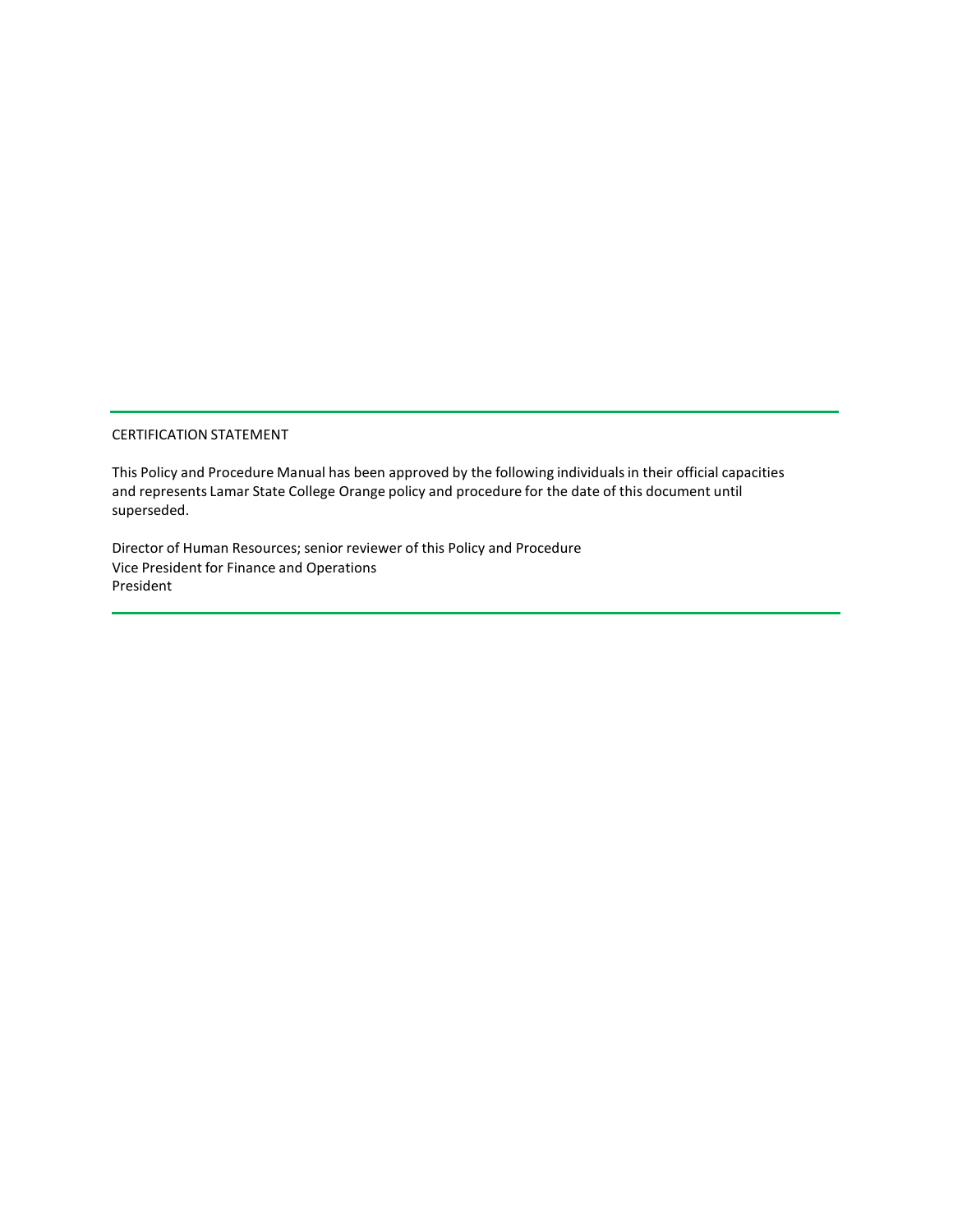CERTIFICATION STATEMENT

This Policy and Procedure Manual has been approved by the following individuals in their official capacities and represents Lamar State College Orange policy and procedure for the date of this document until superseded.

Director of Human Resources; senior reviewer of this Policy and Procedure
Vice President for Finance and Operations
President